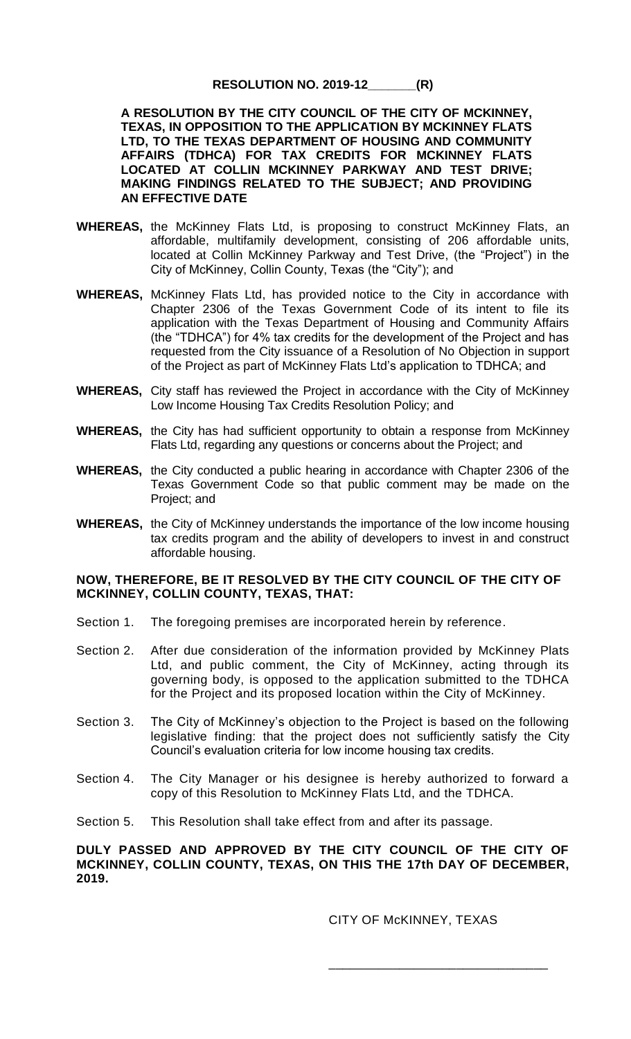**RESOLUTION NO. 2019-12_______(R)**

**A RESOLUTION BY THE CITY COUNCIL OF THE CITY OF MCKINNEY, TEXAS, IN OPPOSITION TO THE APPLICATION BY MCKINNEY FLATS LTD, TO THE TEXAS DEPARTMENT OF HOUSING AND COMMUNITY AFFAIRS (TDHCA) FOR TAX CREDITS FOR MCKINNEY FLATS LOCATED AT COLLIN MCKINNEY PARKWAY AND TEST DRIVE; MAKING FINDINGS RELATED TO THE SUBJECT; AND PROVIDING AN EFFECTIVE DATE**

**WHEREAS,** the McKinney Flats Ltd, is proposing to construct McKinney Flats, an affordable, multifamily development, consisting of 206 affordable units, located at Collin McKinney Parkway and Test Drive, (the "Project") in the City of McKinney, Collin County, Texas (the "City"); and

**WHEREAS,** McKinney Flats Ltd, has provided notice to the City in accordance with Chapter 2306 of the Texas Government Code of its intent to file its application with the Texas Department of Housing and Community Affairs (the "TDHCA") for 4% tax credits for the development of the Project and has requested from the City issuance of a Resolution of No Objection in support of the Project as part of McKinney Flats Ltd's application to TDHCA; and

**WHEREAS,** City staff has reviewed the Project in accordance with the City of McKinney Low Income Housing Tax Credits Resolution Policy; and

**WHEREAS,** the City has had sufficient opportunity to obtain a response from McKinney Flats Ltd, regarding any questions or concerns about the Project; and

**WHEREAS,** the City conducted a public hearing in accordance with Chapter 2306 of the Texas Government Code so that public comment may be made on the Project; and

**WHEREAS,** the City of McKinney understands the importance of the low income housing tax credits program and the ability of developers to invest in and construct affordable housing.

**NOW, THEREFORE, BE IT RESOLVED BY THE CITY COUNCIL OF THE CITY OF MCKINNEY, COLLIN COUNTY, TEXAS, THAT:**

Section 1. The foregoing premises are incorporated herein by reference.

Section 2. After due consideration of the information provided by McKinney Plats Ltd, and public comment, the City of McKinney, acting through its governing body, is opposed to the application submitted to the TDHCA for the Project and its proposed location within the City of McKinney.

Section 3. The City of McKinney's objection to the Project is based on the following legislative finding: that the project does not sufficiently satisfy the City Council's evaluation criteria for low income housing tax credits.

Section 4. The City Manager or his designee is hereby authorized to forward a copy of this Resolution to McKinney Flats Ltd, and the TDHCA.

Section 5. This Resolution shall take effect from and after its passage.

**DULY PASSED AND APPROVED BY THE CITY COUNCIL OF THE CITY OF MCKINNEY, COLLIN COUNTY, TEXAS, ON THIS THE 17th DAY OF DECEMBER, 2019.**

CITY OF McKINNEY, TEXAS

_______________________________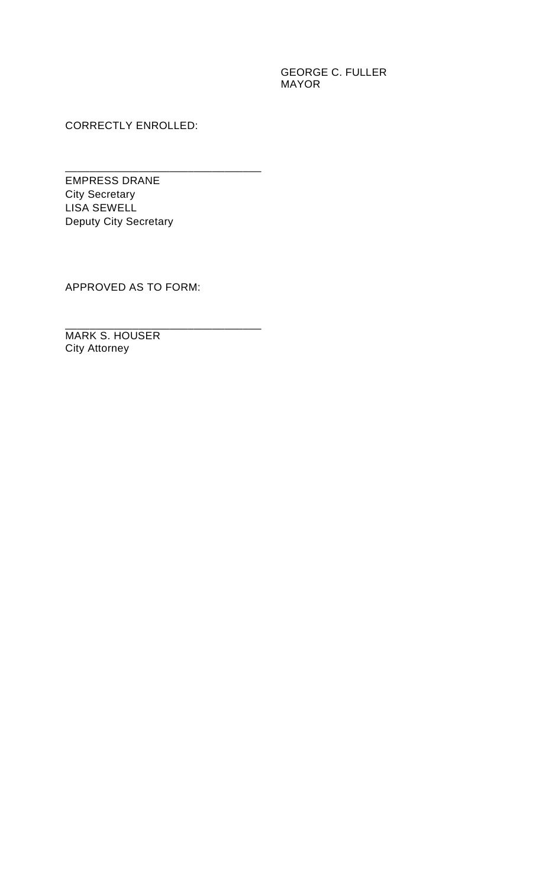GEORGE C. FULLER
MAYOR

CORRECTLY ENROLLED:

______________________________
EMPRESS DRANE
City Secretary
LISA SEWELL
Deputy City Secretary

APPROVED AS TO FORM:

______________________________
MARK S. HOUSER
City Attorney